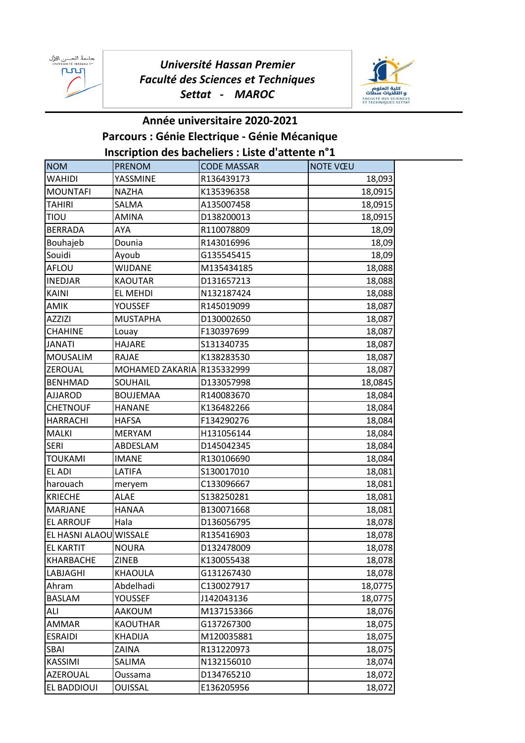*Université Hassan Premier*
*Faculté des Sciences et Techniques*
*Settat - MAROC*

## Année universitaire 2020-2021

## Parcours : Génie Electrique - Génie Mécanique

## Inscription des bacheliers : Liste d'attente n°1

| NOM | PRENOM | CODE MASSAR | NOTE VŒU |
|---|---|---|---|
| WAHIDI | YASSMINE | R136439173 | 18,093 |
| MOUNTAFI | NAZHA | K135396358 | 18,0915 |
| TAHIRI | SALMA | A135007458 | 18,0915 |
| TIOU | AMINA | D138200013 | 18,0915 |
| BERRADA | AYA | R110078809 | 18,09 |
| Bouhajeb | Dounia | R143016996 | 18,09 |
| Souidi | Ayoub | G135545415 | 18,09 |
| AFLOU | WIJDANE | M135434185 | 18,088 |
| INEDJAR | KAOUTAR | D131657213 | 18,088 |
| KAINI | EL MEHDI | N132187424 | 18,088 |
| AMIK | YOUSSEF | R145019099 | 18,087 |
| AZZIZI | MUSTAPHA | D130002650 | 18,087 |
| CHAHINE | Louay | F130397699 | 18,087 |
| JANATI | HAJARE | S131340735 | 18,087 |
| MOUSALIM | RAJAE | K138283530 | 18,087 |
| ZEROUAL | MOHAMED ZAKARIA | R135332999 | 18,087 |
| BENHMAD | SOUHAIL | D133057998 | 18,0845 |
| AJJAROD | BOUJEMAA | R140083670 | 18,084 |
| CHETNOUF | HANANE | K136482266 | 18,084 |
| HARRACHI | HAFSA | F134290276 | 18,084 |
| MALKI | MERYAM | H131056144 | 18,084 |
| SERI | ABDESLAM | D145042345 | 18,084 |
| TOUKAMI | IMANE | R130106690 | 18,084 |
| EL ADI | LATIFA | S130017010 | 18,081 |
| harouach | meryem | C133096667 | 18,081 |
| KRIECHE | ALAE | S138250281 | 18,081 |
| MARJANE | HANAA | B130071668 | 18,081 |
| EL ARROUF | Hala | D136056795 | 18,078 |
| EL HASNI ALAOU | WISSALE | R135416903 | 18,078 |
| EL KARTIT | NOURA | D132478009 | 18,078 |
| KHARBACHE | ZINEB | K130055438 | 18,078 |
| LABJAGHI | KHAOULA | G131267430 | 18,078 |
| Ahram | Abdelhadi | C130027917 | 18,0775 |
| BASLAM | YOUSSEF | J142043136 | 18,0775 |
| ALI | AAKOUM | M137153366 | 18,076 |
| AMMAR | KAOUTHAR | G137267300 | 18,075 |
| ESRAIDI | KHADIJA | M120035881 | 18,075 |
| SBAI | ZAINA | R131220973 | 18,075 |
| KASSIMI | SALIMA | N132156010 | 18,074 |
| AZEROUAL | Oussama | D134765210 | 18,072 |
| EL BADDIOUI | OUISSAL | E136205956 | 18,072 |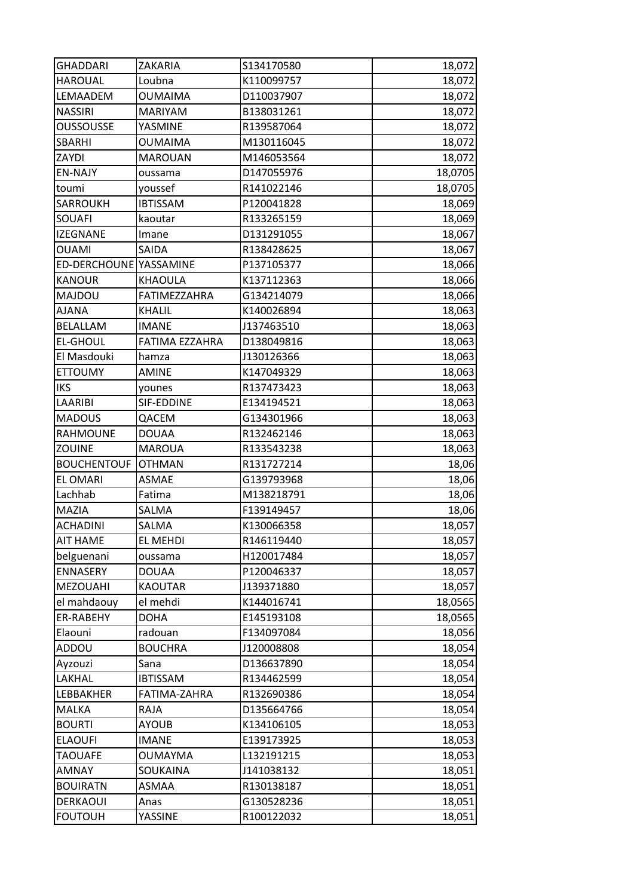| GHADDARI | ZAKARIA | S134170580 | 18,072 |
|---|---|---|---|
| HAROUAL | Loubna | K110099757 | 18,072 |
| LEMAADEM | OUMAIMA | D110037907 | 18,072 |
| NASSIRI | MARIYAM | B138031261 | 18,072 |
| OUSSOUSSE | YASMINE | R139587064 | 18,072 |
| SBARHI | OUMAIMA | M130116045 | 18,072 |
| ZAYDI | MAROUAN | M146053564 | 18,072 |
| EN-NAJY | oussama | D147055976 | 18,0705 |
| toumi | youssef | R141022146 | 18,0705 |
| SARROUKH | IBTISSAM | P120041828 | 18,069 |
| SOUAFI | kaoutar | R133265159 | 18,069 |
| IZEGNANE | Imane | D131291055 | 18,067 |
| OUAMI | SAIDA | R138428625 | 18,067 |
| ED-DERCHOUNE | YASSAMINE | P137105377 | 18,066 |
| KANOUR | KHAOULA | K137112363 | 18,066 |
| MAJDOU | FATIMEZZAHRA | G134214079 | 18,066 |
| AJANA | KHALIL | K140026894 | 18,063 |
| BELALLAM | IMANE | J137463510 | 18,063 |
| EL-GHOUL | FATIMA EZZAHRA | D138049816 | 18,063 |
| El Masdouki | hamza | J130126366 | 18,063 |
| ETTOUMY | AMINE | K147049329 | 18,063 |
| IKS | younes | R137473423 | 18,063 |
| LAARIBI | SIF-EDDINE | E134194521 | 18,063 |
| MADOUS | QACEM | G134301966 | 18,063 |
| RAHMOUNE | DOUAA | R132462146 | 18,063 |
| ZOUINE | MAROUA | R133543238 | 18,063 |
| BOUCHENTOUF | OTHMAN | R131727214 | 18,06 |
| EL OMARI | ASMAE | G139793968 | 18,06 |
| Lachhab | Fatima | M138218791 | 18,06 |
| MAZIA | SALMA | F139149457 | 18,06 |
| ACHADINI | SALMA | K130066358 | 18,057 |
| AIT HAME | EL MEHDI | R146119440 | 18,057 |
| belguenani | oussama | H120017484 | 18,057 |
| ENNASERY | DOUAA | P120046337 | 18,057 |
| MEZOUAHI | KAOUTAR | J139371880 | 18,057 |
| el mahdaouy | el mehdi | K144016741 | 18,0565 |
| ER-RABEHY | DOHA | E145193108 | 18,0565 |
| Elaouni | radouan | F134097084 | 18,056 |
| ADDOU | BOUCHRA | J120008808 | 18,054 |
| Ayzouzi | Sana | D136637890 | 18,054 |
| LAKHAL | IBTISSAM | R134462599 | 18,054 |
| LEBBAKHER | FATIMA-ZAHRA | R132690386 | 18,054 |
| MALKA | RAJA | D135664766 | 18,054 |
| BOURTI | AYOUB | K134106105 | 18,053 |
| ELAOUFI | IMANE | E139173925 | 18,053 |
| TAOUAFE | OUMAYMA | L132191215 | 18,053 |
| AMNAY | SOUKAINA | J141038132 | 18,051 |
| BOUIRATN | ASMAA | R130138187 | 18,051 |
| DERKAOUI | Anas | G130528236 | 18,051 |
| FOUTOUH | YASSINE | R100122032 | 18,051 |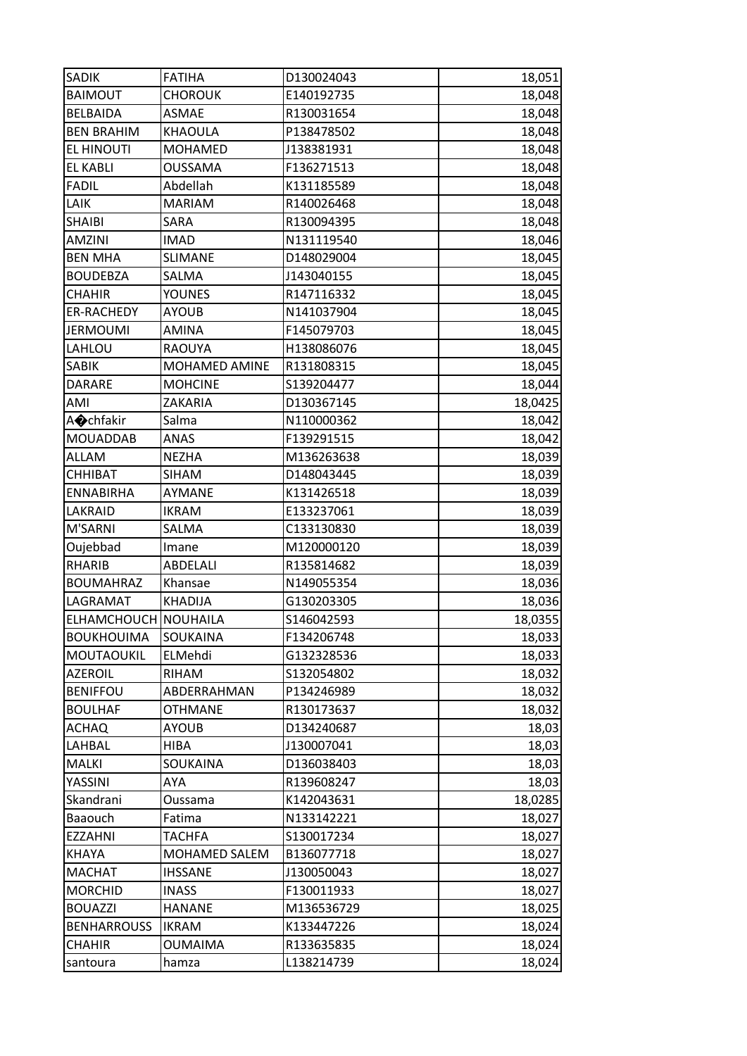| SADIK | FATIHA | D130024043 | 18,051 |
|---|---|---|---|
| BAIMOUT | CHOROUK | E140192735 | 18,048 |
| BELBAIDA | ASMAE | R130031654 | 18,048 |
| BEN BRAHIM | KHAOULA | P138478502 | 18,048 |
| EL HINOUTI | MOHAMED | J138381931 | 18,048 |
| EL KABLI | OUSSAMA | F136271513 | 18,048 |
| FADIL | Abdellah | K131185589 | 18,048 |
| LAIK | MARIAM | R140026468 | 18,048 |
| SHAIBI | SARA | R130094395 | 18,048 |
| AMZINI | IMAD | N131119540 | 18,046 |
| BEN MHA | SLIMANE | D148029004 | 18,045 |
| BOUDEBZA | SALMA | J143040155 | 18,045 |
| CHAHIR | YOUNES | R147116332 | 18,045 |
| ER-RACHEDY | AYOUB | N141037904 | 18,045 |
| JERMOUMI | AMINA | F145079703 | 18,045 |
| LAHLOU | RAOUYA | H138086076 | 18,045 |
| SABIK | MOHAMED AMINE | R131808315 | 18,045 |
| DARARE | MOHCINE | S139204477 | 18,044 |
| AMI | ZAKARIA | D130367145 | 18,0425 |
| A�chfakir | Salma | N110000362 | 18,042 |
| MOUADDAB | ANAS | F139291515 | 18,042 |
| ALLAM | NEZHA | M136263638 | 18,039 |
| CHHIBAT | SIHAM | D148043445 | 18,039 |
| ENNABIRHA | AYMANE | K131426518 | 18,039 |
| LAKRAID | IKRAM | E133237061 | 18,039 |
| M'SARNI | SALMA | C133130830 | 18,039 |
| Oujebbad | Imane | M120000120 | 18,039 |
| RHARIB | ABDELALI | R135814682 | 18,039 |
| BOUMAHRAZ | Khansae | N149055354 | 18,036 |
| LAGRAMAT | KHADIJA | G130203305 | 18,036 |
| ELHAMCHOUCH | NOUHAILA | S146042593 | 18,0355 |
| BOUKHOUIMA | SOUKAINA | F134206748 | 18,033 |
| MOUTAOUKIL | ELMehdi | G132328536 | 18,033 |
| AZEROIL | RIHAM | S132054802 | 18,032 |
| BENIFFOU | ABDERRAHMAN | P134246989 | 18,032 |
| BOULHAF | OTHMANE | R130173637 | 18,032 |
| ACHAQ | AYOUB | D134240687 | 18,03 |
| LAHBAL | HIBA | J130007041 | 18,03 |
| MALKI | SOUKAINA | D136038403 | 18,03 |
| YASSINI | AYA | R139608247 | 18,03 |
| Skandrani | Oussama | K142043631 | 18,0285 |
| Baaouch | Fatima | N133142221 | 18,027 |
| EZZAHNI | TACHFA | S130017234 | 18,027 |
| KHAYA | MOHAMED SALEM | B136077718 | 18,027 |
| MACHAT | IHSSANE | J130050043 | 18,027 |
| MORCHID | INASS | F130011933 | 18,027 |
| BOUAZZI | HANANE | M136536729 | 18,025 |
| BENHARROUSS | IKRAM | K133447226 | 18,024 |
| CHAHIR | OUMAIMA | R133635835 | 18,024 |
| santoura | hamza | L138214739 | 18,024 |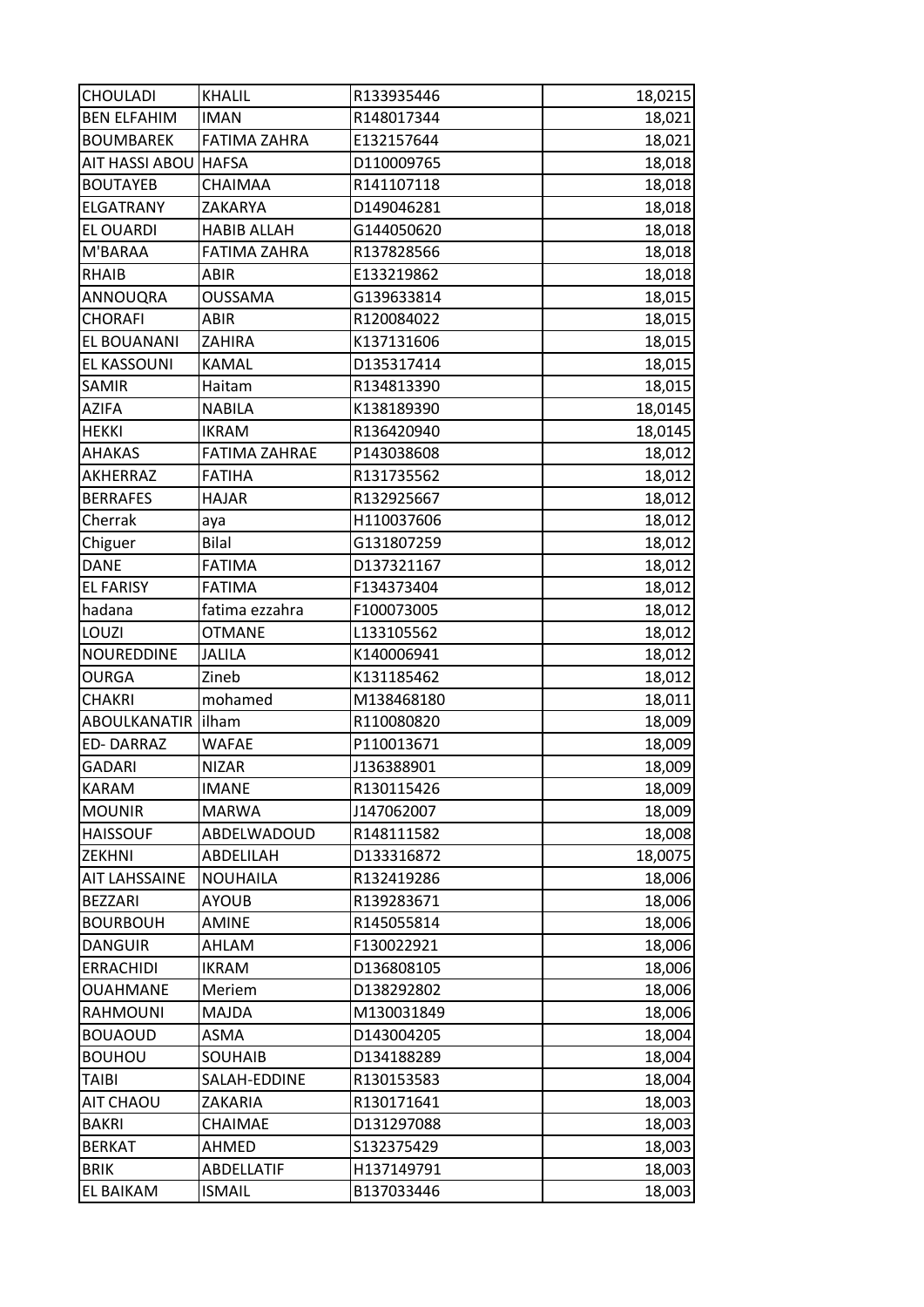| CHOULADI | KHALIL | R133935446 | 18,0215 |
|---|---|---|---|
| BEN ELFAHIM | IMAN | R148017344 | 18,021 |
| BOUMBAREK | FATIMA ZAHRA | E132157644 | 18,021 |
| AIT HASSI ABOU | HAFSA | D110009765 | 18,018 |
| BOUTAYEB | CHAIMAA | R141107118 | 18,018 |
| ELGATRANY | ZAKARYA | D149046281 | 18,018 |
| EL OUARDI | HABIB ALLAH | G144050620 | 18,018 |
| M'BARAA | FATIMA ZAHRA | R137828566 | 18,018 |
| RHAIB | ABIR | E133219862 | 18,018 |
| ANNOUQRA | OUSSAMA | G139633814 | 18,015 |
| CHORAFI | ABIR | R120084022 | 18,015 |
| EL BOUANANI | ZAHIRA | K137131606 | 18,015 |
| EL KASSOUNI | KAMAL | D135317414 | 18,015 |
| SAMIR | Haitam | R134813390 | 18,015 |
| AZIFA | NABILA | K138189390 | 18,0145 |
| HEKKI | IKRAM | R136420940 | 18,0145 |
| AHAKAS | FATIMA ZAHRAE | P143038608 | 18,012 |
| AKHERRAZ | FATIHA | R131735562 | 18,012 |
| BERRAFES | HAJAR | R132925667 | 18,012 |
| Cherrak | aya | H110037606 | 18,012 |
| Chiguer | Bilal | G131807259 | 18,012 |
| DANE | FATIMA | D137321167 | 18,012 |
| EL FARISY | FATIMA | F134373404 | 18,012 |
| hadana | fatima ezzahra | F100073005 | 18,012 |
| LOUZI | OTMANE | L133105562 | 18,012 |
| NOUREDDINE | JALILA | K140006941 | 18,012 |
| OURGA | Zineb | K131185462 | 18,012 |
| CHAKRI | mohamed | M138468180 | 18,011 |
| ABOULKANATIR | ilham | R110080820 | 18,009 |
| ED- DARRAZ | WAFAE | P110013671 | 18,009 |
| GADARI | NIZAR | J136388901 | 18,009 |
| KARAM | IMANE | R130115426 | 18,009 |
| MOUNIR | MARWA | J147062007 | 18,009 |
| HAISSOUF | ABDELWADOUD | R148111582 | 18,008 |
| ZEKHNI | ABDELILAH | D133316872 | 18,0075 |
| AIT LAHSSAINE | NOUHAILA | R132419286 | 18,006 |
| BEZZARI | AYOUB | R139283671 | 18,006 |
| BOURBOUH | AMINE | R145055814 | 18,006 |
| DANGUIR | AHLAM | F130022921 | 18,006 |
| ERRACHIDI | IKRAM | D136808105 | 18,006 |
| OUAHMANE | Meriem | D138292802 | 18,006 |
| RAHMOUNI | MAJDA | M130031849 | 18,006 |
| BOUAOUD | ASMA | D143004205 | 18,004 |
| BOUHOU | SOUHAIB | D134188289 | 18,004 |
| TAIBI | SALAH-EDDINE | R130153583 | 18,004 |
| AIT CHAOU | ZAKARIA | R130171641 | 18,003 |
| BAKRI | CHAIMAE | D131297088 | 18,003 |
| BERKAT | AHMED | S132375429 | 18,003 |
| BRIK | ABDELLATIF | H137149791 | 18,003 |
| EL BAIKAM | ISMAIL | B137033446 | 18,003 |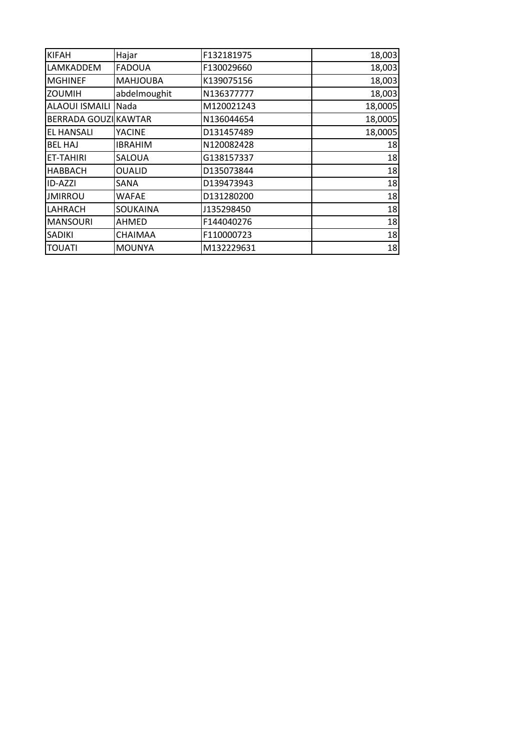| | | | |
|---|---|---|---|
| KIFAH | Hajar | F132181975 | 18,003 |
| LAMKADDEM | FADOUA | F130029660 | 18,003 |
| MGHINEF | MAHJOUBA | K139075156 | 18,003 |
| ZOUMIH | abdelmoughit | N136377777 | 18,003 |
| ALAOUI ISMAILI | Nada | M120021243 | 18,0005 |
| BERRADA GOUZI | KAWTAR | N136044654 | 18,0005 |
| EL HANSALI | YACINE | D131457489 | 18,0005 |
| BEL HAJ | IBRAHIM | N120082428 | 18 |
| ET-TAHIRI | SALOUA | G138157337 | 18 |
| HABBACH | OUALID | D135073844 | 18 |
| ID-AZZI | SANA | D139473943 | 18 |
| JMIRROU | WAFAE | D131280200 | 18 |
| LAHRACH | SOUKAINA | J135298450 | 18 |
| MANSOURI | AHMED | F144040276 | 18 |
| SADIKI | CHAIMAA | F110000723 | 18 |
| TOUATI | MOUNYA | M132229631 | 18 |